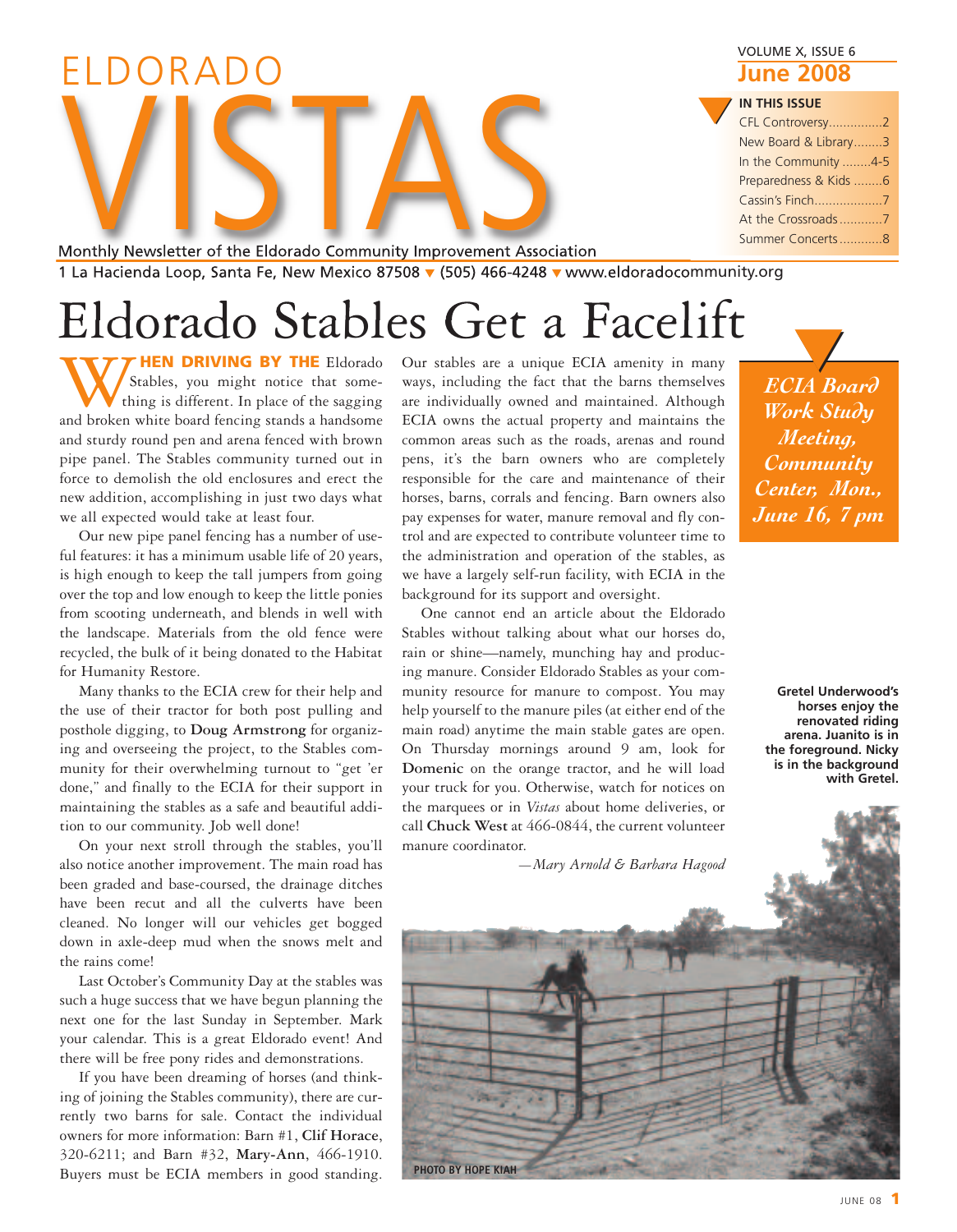# ELDORADO VISTAS

Monthly Newsletter of the Eldorado Community Improvement Association

1 La Hacienda Loop, Santa Fe, New Mexico 87508 ▼ (505) 466-4248 ▼ www.eldoradocommunity.org

VOLUME X, ISSUE 6

**June 2008**

**IN THIS ISSUE**

- CFL Controversy...............2
- New Board & Library........3
- In the Community ........4-5
- Preparedness & Kids ........6
- Cassin's Finch...................7
- At the Crossroads ............7
- Summer Concerts ............8

# Eldorado Stables Get a Facelift

**WHEN DRIVING BY THE** Eldorado Stables, you might notice that something is different. In place of the sagging and broken white board fencing stands a handsome and sturdy round pen and arena fenced with brown pipe panel. The Stables community turned out in force to demolish the old enclosures and erect the new addition, accomplishing in just two days what we all expected would take at least four.

Our new pipe panel fencing has a number of useful features: it has a minimum usable life of 20 years, is high enough to keep the tall jumpers from going over the top and low enough to keep the little ponies from scooting underneath, and blends in well with the landscape. Materials from the old fence were recycled, the bulk of it being donated to the Habitat for Humanity Restore.

Many thanks to the ECIA crew for their help and the use of their tractor for both post pulling and posthole digging, to **Doug Armstrong** for organizing and overseeing the project, to the Stables community for their overwhelming turnout to "get 'er done," and finally to the ECIA for their support in maintaining the stables as a safe and beautiful addition to our community. Job well done!

On your next stroll through the stables, you'll also notice another improvement. The main road has been graded and base-coursed, the drainage ditches have been recut and all the culverts have been cleaned. No longer will our vehicles get bogged down in axle-deep mud when the snows melt and the rains come!

Last October's Community Day at the stables was such a huge success that we have begun planning the next one for the last Sunday in September. Mark your calendar. This is a great Eldorado event! And there will be free pony rides and demonstrations.

If you have been dreaming of horses (and thinking of joining the Stables community), there are currently two barns for sale. Contact the individual owners for more information: Barn #1, **Clif Horace**, 320-6211; and Barn #32, **Mary-Ann**, 466-1910. Buyers must be ECIA members in good standing.

Our stables are a unique ECIA amenity in many ways, including the fact that the barns themselves are individually owned and maintained. Although ECIA owns the actual property and maintains the common areas such as the roads, arenas and round pens, it's the barn owners who are completely responsible for the care and maintenance of their horses, barns, corrals and fencing. Barn owners also pay expenses for water, manure removal and fly control and are expected to contribute volunteer time to the administration and operation of the stables, as we have a largely self-run facility, with ECIA in the background for its support and oversight.

One cannot end an article about the Eldorado Stables without talking about what our horses do, rain or shine—namely, munching hay and producing manure. Consider Eldorado Stables as your community resource for manure to compost. You may help yourself to the manure piles (at either end of the main road) anytime the main stable gates are open. On Thursday mornings around 9 am, look for **Domenic** on the orange tractor, and he will load your truck for you. Otherwise, watch for notices on the marquees or in *Vistas* about home deliveries, or call **Chuck West** at 466-0844, the current volunteer manure coordinator.

*—Mary Arnold & Barbara Hagood*

*ECIA Board Work Study Meeting, Community Center, Mon., June 16, 7 pm*

**Gretel Underwood's horses enjoy the renovated riding arena. Juanito is in the foreground. Nicky is in the background with Gretel.**

PHOTO BY HOPE KIAH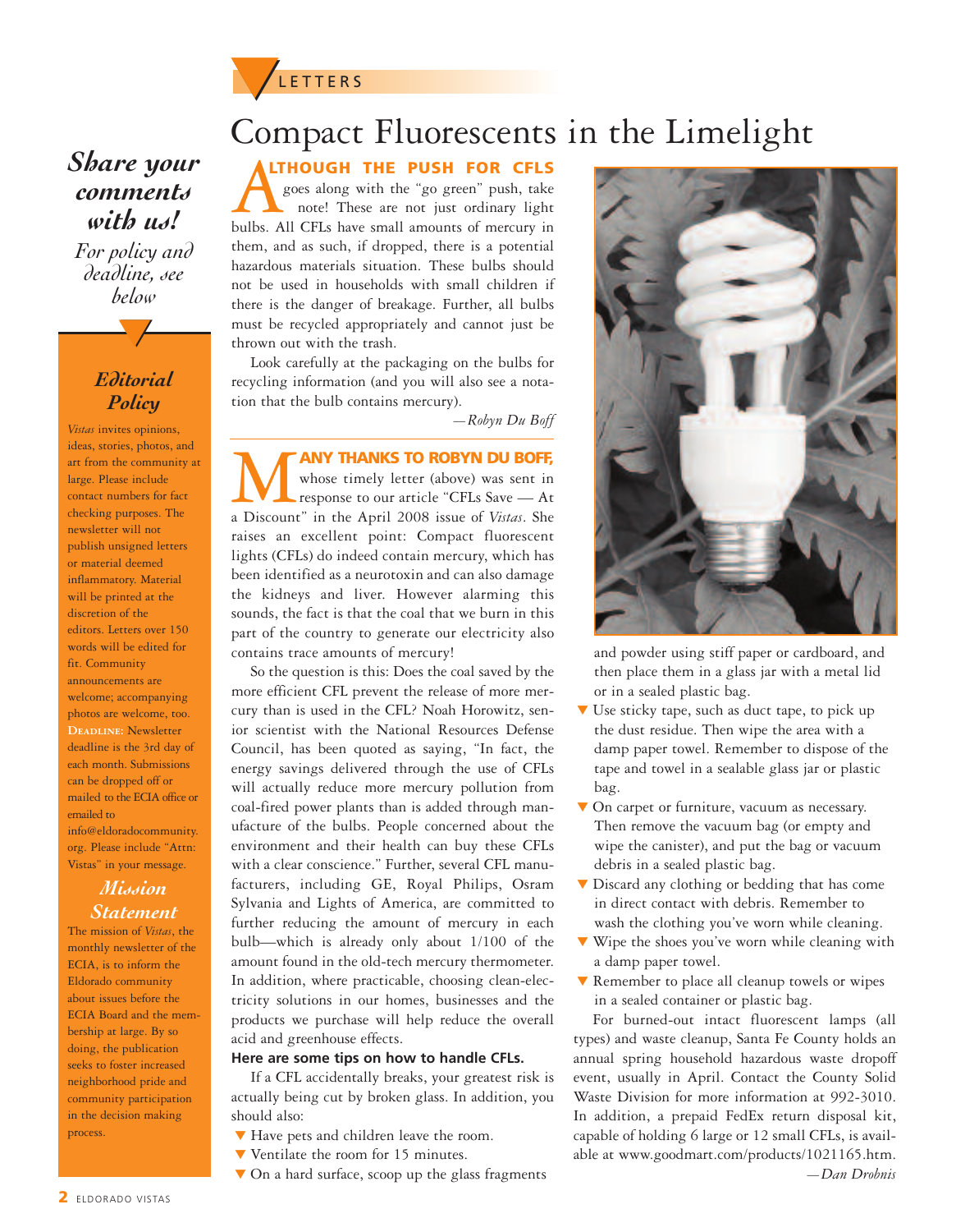LETTERS

# Compact Fluorescents in the Limelight

**ALTHOUGH THE PUSH FOR CFLS** goes along with the "go green" push, take note! These are not just ordinary light bulbs. All CFLs have small amounts of mercury in them, and as such, if dropped, there is a potential hazardous materials situation. These bulbs should not be used in households with small children if there is the danger of breakage. Further, all bulbs must be recycled appropriately and cannot just be thrown out with the trash.

Look carefully at the packaging on the bulbs for recycling information (and you will also see a notation that the bulb contains mercury).

*—Robyn Du Boff*

---

**MANY THANKS TO ROBYN DU BOFF,** whose timely letter (above) was sent in response to our article "CFLs Save — At a Discount" in the April 2008 issue of *Vistas*. She raises an excellent point: Compact fluorescent lights (CFLs) do indeed contain mercury, which has been identified as a neurotoxin and can also damage the kidneys and liver. However alarming this sounds, the fact is that the coal that we burn in this part of the country to generate our electricity also contains trace amounts of mercury!

So the question is this: Does the coal saved by the more efficient CFL prevent the release of more mercury than is used in the CFL? Noah Horowitz, senior scientist with the National Resources Defense Council, has been quoted as saying, "In fact, the energy savings delivered through the use of CFLs will actually reduce more mercury pollution from coal-fired power plants than is added through manufacture of the bulbs. People concerned about the environment and their health can buy these CFLs with a clear conscience." Further, several CFL manufacturers, including GE, Royal Philips, Osram Sylvania and Lights of America, are committed to further reducing the amount of mercury in each bulb—which is already only about 1/100 of the amount found in the old-tech mercury thermometer. In addition, where practicable, choosing clean-electricity solutions in our homes, businesses and the products we purchase will help reduce the overall acid and greenhouse effects.

**Here are some tips on how to handle CFLs.**

If a CFL accidentally breaks, your greatest risk is actually being cut by broken glass. In addition, you should also:

- Have pets and children leave the room.
- Ventilate the room for 15 minutes.
- On a hard surface, scoop up the glass fragments and powder using stiff paper or cardboard, and then place them in a glass jar with a metal lid or in a sealed plastic bag.
- Use sticky tape, such as duct tape, to pick up the dust residue. Then wipe the area with a damp paper towel. Remember to dispose of the tape and towel in a sealable glass jar or plastic bag.
- On carpet or furniture, vacuum as necessary. Then remove the vacuum bag (or empty and wipe the canister), and put the bag or vacuum debris in a sealed plastic bag.
- Discard any clothing or bedding that has come in direct contact with debris. Remember to wash the clothing you've worn while cleaning.
- Wipe the shoes you've worn while cleaning with a damp paper towel.
- Remember to place all cleanup towels or wipes in a sealed container or plastic bag.

For burned-out intact fluorescent lamps (all types) and waste cleanup, Santa Fe County holds an annual spring household hazardous waste dropoff event, usually in April. Contact the County Solid Waste Division for more information at 992-3010. In addition, a prepaid FedEx return disposal kit, capable of holding 6 large or 12 small CFLs, is available at www.goodmart.com/products/1021165.htm.

*—Dan Drobnis*

---

***Share your comments with us!***

*For policy and deadline, see below*

### *Editorial Policy*

*Vistas* invites opinions, ideas, stories, photos, and art from the community at large. Please include contact numbers for fact checking purposes. The newsletter will not publish unsigned letters or material deemed inflammatory. Material will be printed at the discretion of the editors. Letters over 150 words will be edited for fit. Community announcements are welcome; accompanying photos are welcome, too. **DEADLINE:** Newsletter deadline is the 3rd day of each month. Submissions can be dropped off or mailed to the ECIA office or emailed to info@eldoradocommunity.org. Please include "Attn: Vistas" in your message.

### *Mission Statement*

The mission of *Vistas*, the monthly newsletter of the ECIA, is to inform the Eldorado community about issues before the ECIA Board and the membership at large. By so doing, the publication seeks to foster increased neighborhood pride and community participation in the decision making process.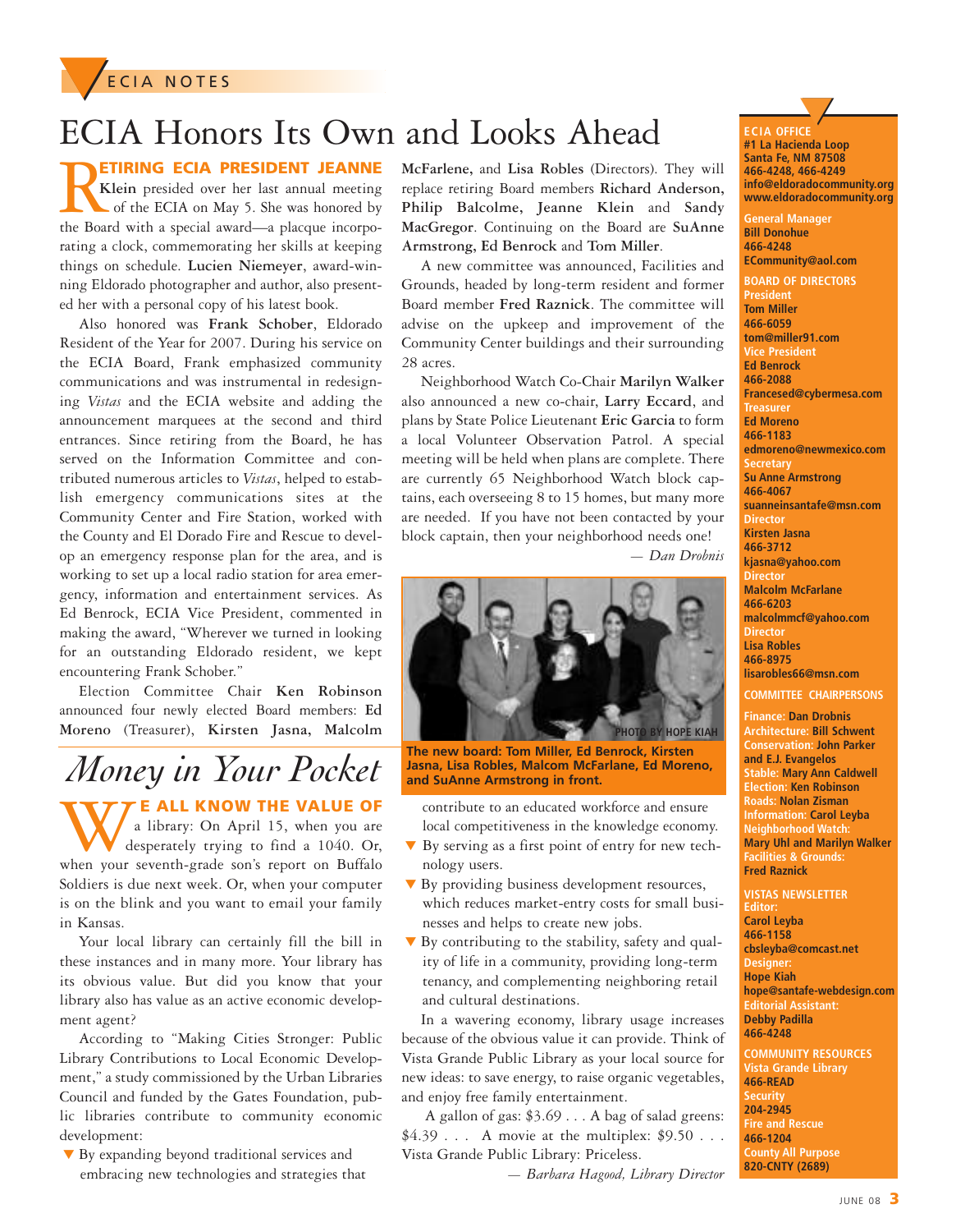ECIA NOTES

# ECIA Honors Its Own and Looks Ahead

**RETIRING ECIA PRESIDENT JEANNE Klein** presided over her last annual meeting of the ECIA on May 5. She was honored by the Board with a special award—a placque incorporating a clock, commemorating her skills at keeping things on schedule. **Lucien Niemeyer**, award-winning Eldorado photographer and author, also presented her with a personal copy of his latest book.

Also honored was **Frank Schober**, Eldorado Resident of the Year for 2007. During his service on the ECIA Board, Frank emphasized community communications and was instrumental in redesigning *Vistas* and the ECIA website and adding the announcement marquees at the second and third entrances. Since retiring from the Board, he has served on the Information Committee and contributed numerous articles to *Vistas*, helped to establish emergency communications sites at the Community Center and Fire Station, worked with the County and El Dorado Fire and Rescue to develop an emergency response plan for the area, and is working to set up a local radio station for area emergency, information and entertainment services. As Ed Benrock, ECIA Vice President, commented in making the award, "Wherever we turned in looking for an outstanding Eldorado resident, we kept encountering Frank Schober."

Election Committee Chair **Ken Robinson** announced four newly elected Board members: **Ed Moreno** (Treasurer), **Kirsten Jasna, Malcolm McFarlene,** and **Lisa Robles** (Directors). They will replace retiring Board members **Richard Anderson, Philip Balcolme, Jeanne Klein** and **Sandy MacGregor**. Continuing on the Board are **SuAnne Armstrong, Ed Benrock** and **Tom Miller**.

A new committee was announced, Facilities and Grounds, headed by long-term resident and former Board member **Fred Raznick**. The committee will advise on the upkeep and improvement of the Community Center buildings and their surrounding 28 acres.

Neighborhood Watch Co-Chair **Marilyn Walker** also announced a new co-chair, **Larry Eccard**, and plans by State Police Lieutenant **Eric Garcia** to form a local Volunteer Observation Patrol. A special meeting will be held when plans are complete. There are currently 65 Neighborhood Watch block captains, each overseeing 8 to 15 homes, but many more are needed. If you have not been contacted by your block captain, then your neighborhood needs one!

*— Dan Drobnis*

PHOTO BY HOPE KIAH

**The new board: Tom Miller, Ed Benrock, Kirsten Jasna, Lisa Robles, Malcom McFarlane, Ed Moreno, and SuAnne Armstrong in front.**

# *Money in Your Pocket*

**WE ALL KNOW THE VALUE OF** a library: On April 15, when you are desperately trying to find a 1040. Or, when your seventh-grade son's report on Buffalo Soldiers is due next week. Or, when your computer is on the blink and you want to email your family in Kansas.

Your local library can certainly fill the bill in these instances and in many more. Your library has its obvious value. But did you know that your library also has value as an active economic development agent?

According to "Making Cities Stronger: Public Library Contributions to Local Economic Development," a study commissioned by the Urban Libraries Council and funded by the Gates Foundation, public libraries contribute to community economic development:

- By expanding beyond traditional services and embracing new technologies and strategies that contribute to an educated workforce and ensure local competitiveness in the knowledge economy.
- By serving as a first point of entry for new technology users.
- By providing business development resources, which reduces market-entry costs for small businesses and helps to create new jobs.
- By contributing to the stability, safety and quality of life in a community, providing long-term tenancy, and complementing neighboring retail and cultural destinations.

In a wavering economy, library usage increases because of the obvious value it can provide. Think of Vista Grande Public Library as your local source for new ideas: to save energy, to raise organic vegetables, and enjoy free family entertainment.

A gallon of gas: $3.69 . . . A bag of salad greens: $4.39 . . . A movie at the multiplex: $9.50 . . . Vista Grande Public Library: Priceless.

*— Barbara Hagood, Library Director*

---

**ECIA OFFICE**
**#1 La Hacienda Loop**
**Santa Fe, NM 87508**
**466-4248, 466-4249**
**info@eldoradocommunity.org**
**www.eldoradocommunity.org**

**General Manager**
**Bill Donohue**
**466-4248**
**ECommunity@aol.com**

**BOARD OF DIRECTORS**

**President**
**Tom Miller**
**466-6059**
**tom@miller91.com**

**Vice President**
**Ed Benrock**
**466-2088**
**Francesed@cybermesa.com**

**Treasurer**
**Ed Moreno**
**466-1183**
**edmoreno@newmexico.com**

**Secretary**
**Su Anne Armstrong**
**466-4067**
**suanneinsantafe@msn.com**

**Director**
**Kirsten Jasna**
**466-3712**
**kjasna@yahoo.com**

**Director**
**Malcolm McFarlane**
**466-6203**
**malcolmmcf@yahoo.com**

**Director**
**Lisa Robles**
**466-8975**
**lisarobles66@msn.com**

**COMMITTEE CHAIRPERSONS**

**Finance:** Dan Drobnis
**Architecture:** Bill Schwent
**Conservation:** John Parker and E.J. Evangelos
**Stable:** Mary Ann Caldwell
**Election:** Ken Robinson
**Roads:** Nolan Zisman
**Information:** Carol Leyba
**Neighborhood Watch:** Mary Uhl and Marilyn Walker
**Facilities & Grounds:** Fred Raznick

**VISTAS NEWSLETTER**

**Editor:**
**Carol Leyba**
**466-1158**
**cbsleyba@comcast.net**

**Designer:**
**Hope Kiah**
**hope@santafe-webdesign.com**

**Editorial Assistant:**
**Debby Padilla**
**466-4248**

**COMMUNITY RESOURCES**

**Vista Grande Library**
**466-READ**

**Security**
**204-2945**

**Fire and Rescue**
**466-1204**

**County All Purpose**
**820-CNTY (2689)**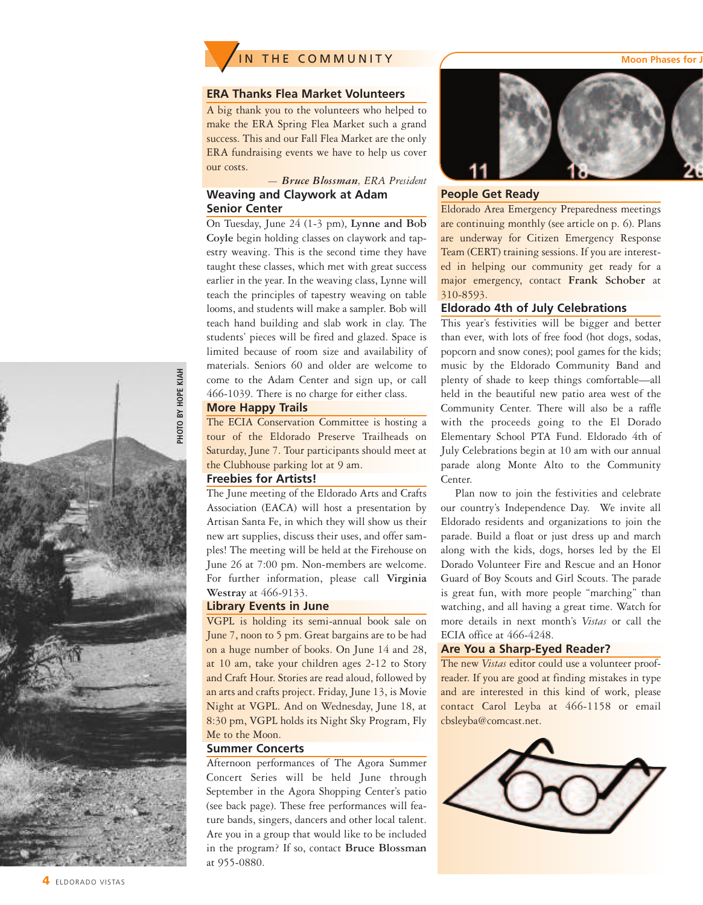## IN THE COMMUNITY

### ERA Thanks Flea Market Volunteers

A big thank you to the volunteers who helped to make the ERA Spring Flea Market such a grand success. This and our Fall Flea Market are the only ERA fundraising events we have to help us cover our costs.

— ***Bruce Blossman****, ERA President*

### Weaving and Claywork at Adam Senior Center

On Tuesday, June 24 (1-3 pm), **Lynne and Bob Coyle** begin holding classes on claywork and tapestry weaving. This is the second time they have taught these classes, which met with great success earlier in the year. In the weaving class, Lynne will teach the principles of tapestry weaving on table looms, and students will make a sampler. Bob will teach hand building and slab work in clay. The students' pieces will be fired and glazed. Space is limited because of room size and availability of materials. Seniors 60 and older are welcome to come to the Adam Center and sign up, or call 466-1039. There is no charge for either class.

### More Happy Trails

The ECIA Conservation Committee is hosting a tour of the Eldorado Preserve Trailheads on Saturday, June 7. Tour participants should meet at the Clubhouse parking lot at 9 am.

### Freebies for Artists!

The June meeting of the Eldorado Arts and Crafts Association (EACA) will host a presentation by Artisan Santa Fe, in which they will show us their new art supplies, discuss their uses, and offer samples! The meeting will be held at the Firehouse on June 26 at 7:00 pm. Non-members are welcome. For further information, please call **Virginia Westray** at 466-9133.

### Library Events in June

VGPL is holding its semi-annual book sale on June 7, noon to 5 pm. Great bargains are to be had on a huge number of books. On June 14 and 28, at 10 am, take your children ages 2-12 to Story and Craft Hour. Stories are read aloud, followed by an arts and crafts project. Friday, June 13, is Movie Night at VGPL. And on Wednesday, June 18, at 8:30 pm, VGPL holds its Night Sky Program, Fly Me to the Moon.

### Summer Concerts

Afternoon performances of The Agora Summer Concert Series will be held June through September in the Agora Shopping Center's patio (see back page). These free performances will feature bands, singers, dancers and other local talent. Are you in a group that would like to be included in the program? If so, contact **Bruce Blossman** at 955-0880.

PHOTO BY HOPE KIAH

Moon Phases for J

11 18 26

### People Get Ready

Eldorado Area Emergency Preparedness meetings are continuing monthly (see article on p. 6). Plans are underway for Citizen Emergency Response Team (CERT) training sessions. If you are interested in helping our community get ready for a major emergency, contact **Frank Schober** at 310-8593.

### Eldorado 4th of July Celebrations

This year's festivities will be bigger and better than ever, with lots of free food (hot dogs, sodas, popcorn and snow cones); pool games for the kids; music by the Eldorado Community Band and plenty of shade to keep things comfortable—all held in the beautiful new patio area west of the Community Center. There will also be a raffle with the proceeds going to the El Dorado Elementary School PTA Fund. Eldorado 4th of July Celebrations begin at 10 am with our annual parade along Monte Alto to the Community Center.

Plan now to join the festivities and celebrate our country's Independence Day. We invite all Eldorado residents and organizations to join the parade. Build a float or just dress up and march along with the kids, dogs, horses led by the El Dorado Volunteer Fire and Rescue and an Honor Guard of Boy Scouts and Girl Scouts. The parade is great fun, with more people "marching" than watching, and all having a great time. Watch for more details in next month's *Vistas* or call the ECIA office at 466-4248.

### Are You a Sharp-Eyed Reader?

The new *Vistas* editor could use a volunteer proofreader. If you are good at finding mistakes in type and are interested in this kind of work, please contact Carol Leyba at 466-1158 or email cbsleyba@comcast.net.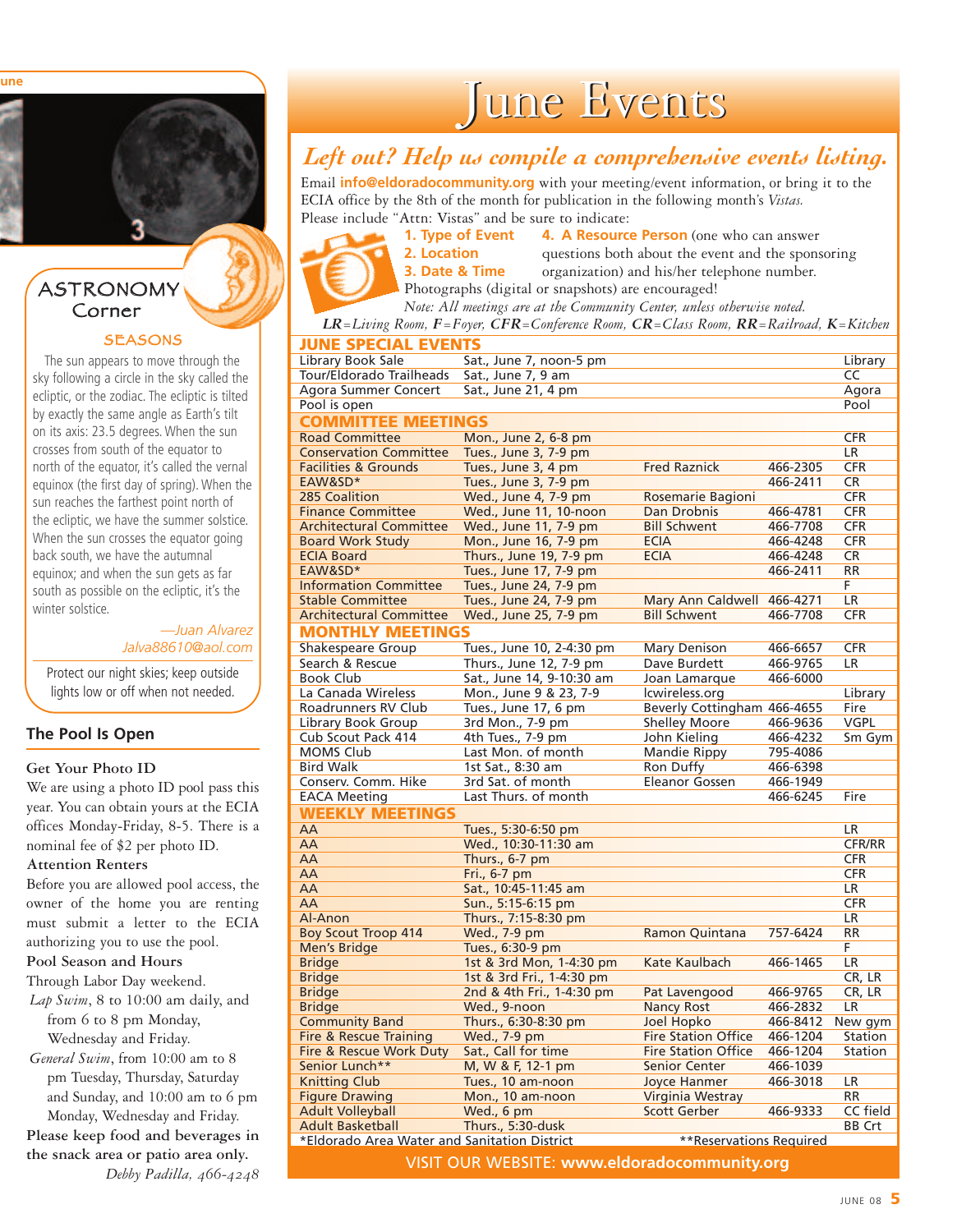## ASTRONOMY Corner

### SEASONS

The sun appears to move through the sky following a circle in the sky called the ecliptic, or the zodiac. The ecliptic is tilted by exactly the same angle as Earth's tilt on its axis: 23.5 degrees. When the sun crosses from south of the equator to north of the equator, it's called the vernal equinox (the first day of spring). When the sun reaches the farthest point north of the ecliptic, we have the summer solstice. When the sun crosses the equator going back south, we have the autumnal equinox; and when the sun gets as far south as possible on the ecliptic, it's the winter solstice.

*—Juan Alvarez*
*Jalva88610@aol.com*

Protect our night skies; keep outside lights low or off when not needed.

## The Pool Is Open

**Get Your Photo ID**

We are using a photo ID pool pass this year. You can obtain yours at the ECIA offices Monday-Friday, 8-5. There is a nominal fee of $2 per photo ID.

**Attention Renters**

Before you are allowed pool access, the owner of the home you are renting must submit a letter to the ECIA authorizing you to use the pool.

**Pool Season and Hours**

Through Labor Day weekend.

*Lap Swim*, 8 to 10:00 am daily, and from 6 to 8 pm Monday, Wednesday and Friday.

*General Swim*, from 10:00 am to 8 pm Tuesday, Thursday, Saturday and Sunday, and 10:00 am to 6 pm Monday, Wednesday and Friday.

**Please keep food and beverages in the snack area or patio area only.**

*Debby Padilla, 466-4248*

# June Events

## *Left out? Help us compile a comprehensive events listing.*

Email **info@eldoradocommunity.org** with your meeting/event information, or bring it to the ECIA office by the 8th of the month for publication in the following month's *Vistas.* Please include "Attn: Vistas" and be sure to indicate:

**1. Type of Event**
**2. Location**
**3. Date & Time**
**4. A Resource Person** (one who can answer questions both about the event and the sponsoring organization) and his/her telephone number.

Photographs (digital or snapshots) are encouraged!

*Note: All meetings are at the Community Center, unless otherwise noted.*

***LR****=Living Room,* ***F****=Foyer,* ***CFR****=Conference Room,* ***CR****=Class Room,* ***RR****=Railroad,* ***K****=Kitchen*

| **JUNE SPECIAL EVENTS** | | | | |
|---|---|---|---|---|
| Library Book Sale | Sat., June 7, noon-5 pm | | | Library |
| Tour/Eldorado Trailheads | Sat., June 7, 9 am | | | CC |
| Agora Summer Concert | Sat., June 21, 4 pm | | | Agora |
| Pool is open | | | | Pool |
| **COMMITTEE MEETINGS** | | | | |
| Road Committee | Mon., June 2, 6-8 pm | | | CFR |
| Conservation Committee | Tues., June 3, 7-9 pm | | | LR |
| Facilities & Grounds | Tues., June 3, 4 pm | Fred Raznick | 466-2305 | CFR |
| EAW&SD* | Tues., June 3, 7-9 pm | | 466-2411 | CR |
| 285 Coalition | Wed., June 4, 7-9 pm | Rosemarie Bagioni | | CFR |
| Finance Committee | Wed., June 11, 10-noon | Dan Drobnis | 466-4781 | CFR |
| Architectural Committee | Wed., June 11, 7-9 pm | Bill Schwent | 466-7708 | CFR |
| Board Work Study | Mon., June 16, 7-9 pm | ECIA | 466-4248 | CFR |
| ECIA Board | Thurs., June 19, 7-9 pm | ECIA | 466-4248 | CR |
| EAW&SD* | Tues., June 17, 7-9 pm | | 466-2411 | RR |
| Information Committee | Tues., June 24, 7-9 pm | | | F |
| Stable Committee | Tues., June 24, 7-9 pm | Mary Ann Caldwell | 466-4271 | LR |
| Architectural Committee | Wed., June 25, 7-9 pm | Bill Schwent | 466-7708 | CFR |
| **MONTHLY MEETINGS** | | | | |
| Shakespeare Group | Tues., June 10, 2-4:30 pm | Mary Denison | 466-6657 | CFR |
| Search & Rescue | Thurs., June 12, 7-9 pm | Dave Burdett | 466-9765 | LR |
| Book Club | Sat., June 14, 9-10:30 am | Joan Lamarque | 466-6000 | |
| La Canada Wireless | Mon., June 9 & 23, 7-9 | lcwireless.org | | Library |
| Roadrunners RV Club | Tues., June 17, 6 pm | Beverly Cottingham | 466-4655 | Fire |
| Library Book Group | 3rd Mon., 7-9 pm | Shelley Moore | 466-9636 | VGPL |
| Cub Scout Pack 414 | 4th Tues., 7-9 pm | John Kieling | 466-4232 | Sm Gym |
| MOMS Club | Last Mon. of month | Mandie Rippy | 795-4086 | |
| Bird Walk | 1st Sat., 8:30 am | Ron Duffy | 466-6398 | |
| Conserv. Comm. Hike | 3rd Sat. of month | Eleanor Gossen | 466-1949 | |
| EACA Meeting | Last Thurs. of month | | 466-6245 | Fire |
| **WEEKLY MEETINGS** | | | | |
| AA | Tues., 5:30-6:50 pm | | | LR |
| AA | Wed., 10:30-11:30 am | | | CFR/RR |
| AA | Thurs., 6-7 pm | | | CFR |
| AA | Fri., 6-7 pm | | | CFR |
| AA | Sat., 10:45-11:45 am | | | LR |
| AA | Sun., 5:15-6:15 pm | | | CFR |
| Al-Anon | Thurs., 7:15-8:30 pm | | | LR |
| Boy Scout Troop 414 | Wed., 7-9 pm | Ramon Quintana | 757-6424 | RR |
| Men's Bridge | Tues., 6:30-9 pm | | | F |
| Bridge | 1st & 3rd Mon, 1-4:30 pm | Kate Kaulbach | 466-1465 | LR |
| Bridge | 1st & 3rd Fri., 1-4:30 pm | | | CR, LR |
| Bridge | 2nd & 4th Fri., 1-4:30 pm | Pat Lavengood | 466-9765 | CR, LR |
| Bridge | Wed., 9-noon | Nancy Rost | 466-2832 | LR |
| Community Band | Thurs., 6:30-8:30 pm | Joel Hopko | 466-8412 | New gym |
| Fire & Rescue Training | Wed., 7-9 pm | Fire Station Office | 466-1204 | Station |
| Fire & Rescue Work Duty | Sat., Call for time | Fire Station Office | 466-1204 | Station |
| Senior Lunch** | M, W & F, 12-1 pm | Senior Center | 466-1039 | |
| Knitting Club | Tues., 10 am-noon | Joyce Hanmer | 466-3018 | LR |
| Figure Drawing | Mon., 10 am-noon | Virginia Westray | | RR |
| Adult Volleyball | Wed., 6 pm | Scott Gerber | 466-9333 | CC field |
| Adult Basketball | Thurs., 5:30-dusk | | | BB Crt |

*Eldorado Area Water and Sanitation District **Reservations Required

VISIT OUR WEBSITE: **www.eldoradocommunity.org**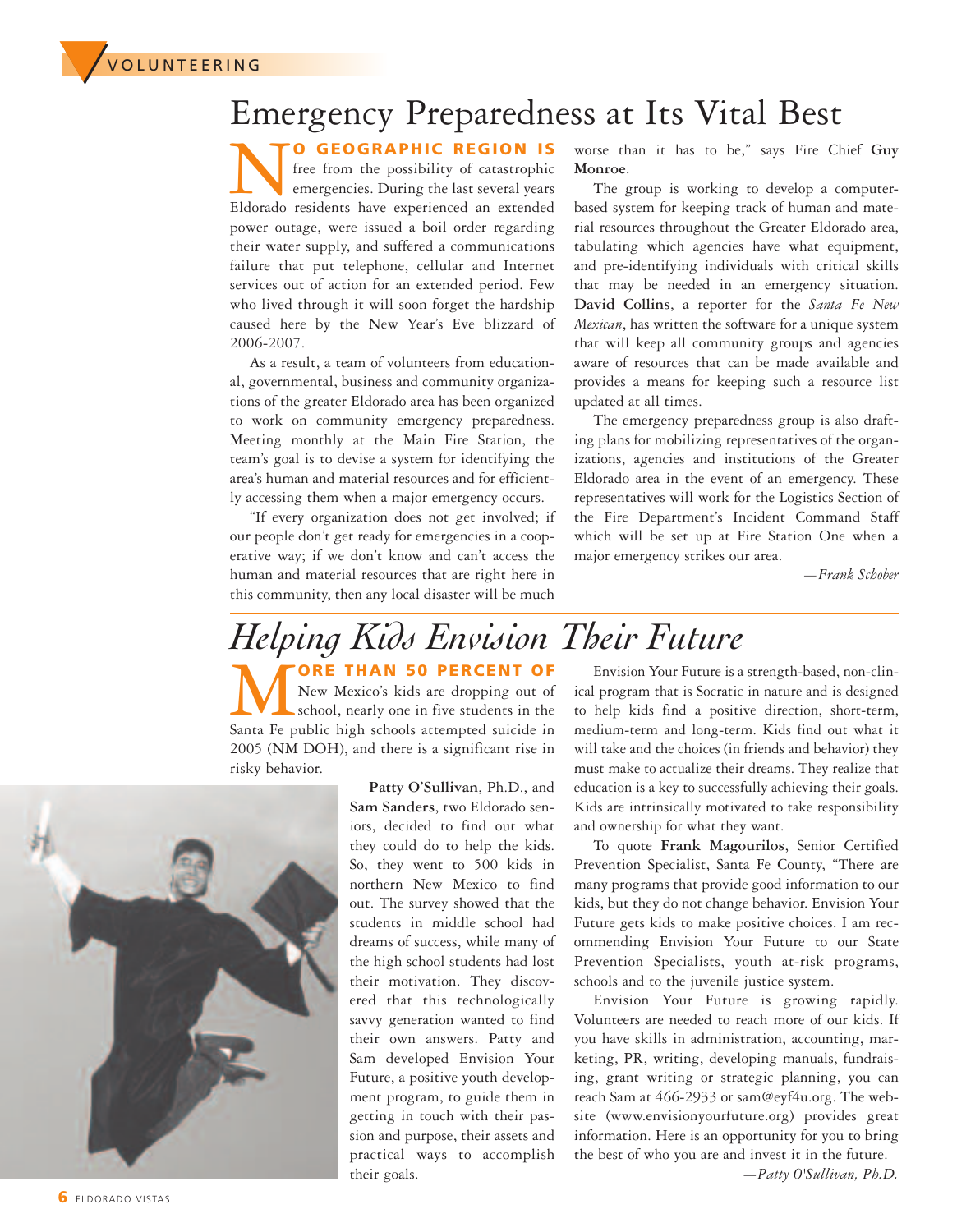# Emergency Preparedness at Its Vital Best

**NO GEOGRAPHIC REGION IS** free from the possibility of catastrophic emergencies. During the last several years Eldorado residents have experienced an extended power outage, were issued a boil order regarding their water supply, and suffered a communications failure that put telephone, cellular and Internet services out of action for an extended period. Few who lived through it will soon forget the hardship caused here by the New Year's Eve blizzard of 2006-2007.

As a result, a team of volunteers from educational, governmental, business and community organizations of the greater Eldorado area has been organized to work on community emergency preparedness. Meeting monthly at the Main Fire Station, the team's goal is to devise a system for identifying the area's human and material resources and for efficiently accessing them when a major emergency occurs.

"If every organization does not get involved; if our people don't get ready for emergencies in a cooperative way; if we don't know and can't access the human and material resources that are right here in this community, then any local disaster will be much worse than it has to be," says Fire Chief **Guy Monroe**.

The group is working to develop a computer-based system for keeping track of human and material resources throughout the Greater Eldorado area, tabulating which agencies have what equipment, and pre-identifying individuals with critical skills that may be needed in an emergency situation. **David Collins**, a reporter for the *Santa Fe New Mexican*, has written the software for a unique system that will keep all community groups and agencies aware of resources that can be made available and provides a means for keeping such a resource list updated at all times.

The emergency preparedness group is also drafting plans for mobilizing representatives of the organizations, agencies and institutions of the Greater Eldorado area in the event of an emergency. These representatives will work for the Logistics Section of the Fire Department's Incident Command Staff which will be set up at Fire Station One when a major emergency strikes our area.

*—Frank Schober*

# *Helping Kids Envision Their Future*

**MORE THAN 50 PERCENT OF** New Mexico's kids are dropping out of school, nearly one in five students in the Santa Fe public high schools attempted suicide in 2005 (NM DOH), and there is a significant rise in risky behavior.

**Patty O'Sullivan**, Ph.D., and **Sam Sanders**, two Eldorado seniors, decided to find out what they could do to help the kids. So, they went to 500 kids in northern New Mexico to find out. The survey showed that the students in middle school had dreams of success, while many of the high school students had lost their motivation. They discovered that this technologically savvy generation wanted to find their own answers. Patty and Sam developed Envision Your Future, a positive youth development program, to guide them in getting in touch with their passion and purpose, their assets and practical ways to accomplish their goals.

Envision Your Future is a strength-based, non-clinical program that is Socratic in nature and is designed to help kids find a positive direction, short-term, medium-term and long-term. Kids find out what it will take and the choices (in friends and behavior) they must make to actualize their dreams. They realize that education is a key to successfully achieving their goals. Kids are intrinsically motivated to take responsibility and ownership for what they want.

To quote **Frank Magourilos**, Senior Certified Prevention Specialist, Santa Fe County, "There are many programs that provide good information to our kids, but they do not change behavior. Envision Your Future gets kids to make positive choices. I am recommending Envision Your Future to our State Prevention Specialists, youth at-risk programs, schools and to the juvenile justice system.

Envision Your Future is growing rapidly. Volunteers are needed to reach more of our kids. If you have skills in administration, accounting, marketing, PR, writing, developing manuals, fundraising, grant writing or strategic planning, you can reach Sam at 466-2933 or sam@eyf4u.org. The website (www.envisionyourfuture.org) provides great information. Here is an opportunity for you to bring the best of who you are and invest it in the future.

*—Patty O'Sullivan, Ph.D.*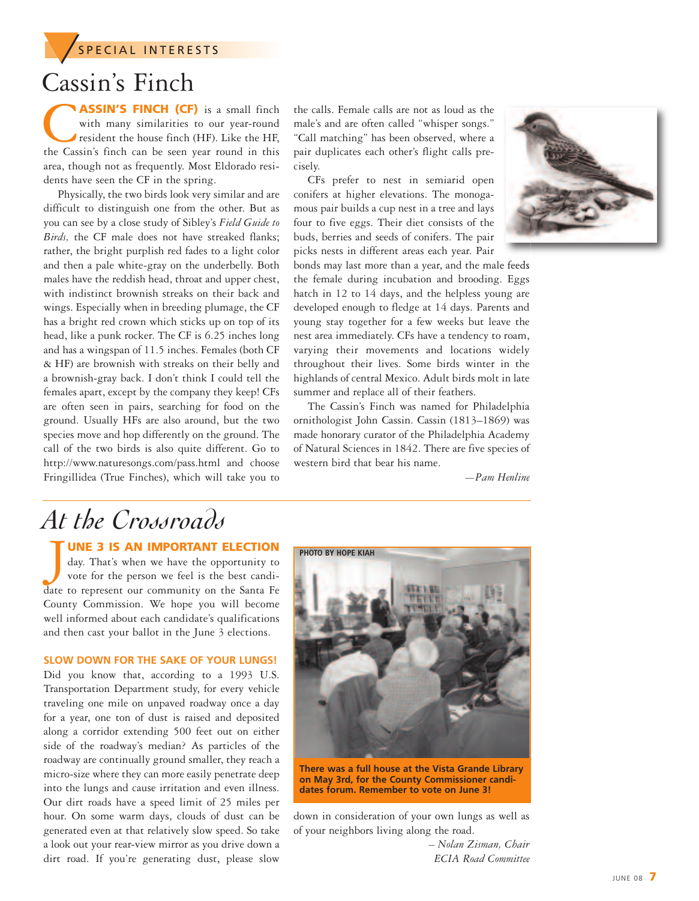SPECIAL INTERESTS

# Cassin's Finch

**CASSIN'S FINCH (CF)** is a small finch with many similarities to our year-round resident the house finch (HF). Like the HF, the Cassin's finch can be seen year round in this area, though not as frequently. Most Eldorado residents have seen the CF in the spring.

Physically, the two birds look very similar and are difficult to distinguish one from the other. But as you can see by a close study of Sibley's *Field Guide to Birds,* the CF male does not have streaked flanks; rather, the bright purplish red fades to a light color and then a pale white-gray on the underbelly. Both males have the reddish head, throat and upper chest, with indistinct brownish streaks on their back and wings. Especially when in breeding plumage, the CF has a bright red crown which sticks up on top of its head, like a punk rocker. The CF is 6.25 inches long and has a wingspan of 11.5 inches. Females (both CF & HF) are brownish with streaks on their belly and a brownish-gray back. I don't think I could tell the females apart, except by the company they keep! CFs are often seen in pairs, searching for food on the ground. Usually HFs are also around, but the two species move and hop differently on the ground. The call of the two birds is also quite different. Go to http://www.naturesongs.com/pass.html and choose Fringillidea (True Finches), which will take you to the calls. Female calls are not as loud as the male's and are often called "whisper songs." "Call matching" has been observed, where a pair duplicates each other's flight calls precisely.

CFs prefer to nest in semiarid open conifers at higher elevations. The monogamous pair builds a cup nest in a tree and lays four to five eggs. Their diet consists of the buds, berries and seeds of conifers. The pair picks nests in different areas each year. Pair bonds may last more than a year, and the male feeds the female during incubation and brooding. Eggs hatch in 12 to 14 days, and the helpless young are developed enough to fledge at 14 days. Parents and young stay together for a few weeks but leave the nest area immediately. CFs have a tendency to roam, varying their movements and locations widely throughout their lives. Some birds winter in the highlands of central Mexico. Adult birds molt in late summer and replace all of their feathers.

The Cassin's Finch was named for Philadelphia ornithologist John Cassin. Cassin (1813–1869) was made honorary curator of the Philadelphia Academy of Natural Sciences in 1842. There are five species of western bird that bear his name.

*—Pam Henline*

# *At the Crossroads*

**JUNE 3 IS AN IMPORTANT ELECTION** day. That's when we have the opportunity to vote for the person we feel is the best candidate to represent our community on the Santa Fe County Commission. We hope you will become well informed about each candidate's qualifications and then cast your ballot in the June 3 elections.

PHOTO BY HOPE KIAH

**There was a full house at the Vista Grande Library on May 3rd, for the County Commissioner candidates forum. Remember to vote on June 3!**

### SLOW DOWN FOR THE SAKE OF YOUR LUNGS!

Did you know that, according to a 1993 U.S. Transportation Department study, for every vehicle traveling one mile on unpaved roadway once a day for a year, one ton of dust is raised and deposited along a corridor extending 500 feet out on either side of the roadway's median? As particles of the roadway are continually ground smaller, they reach a micro-size where they can more easily penetrate deep into the lungs and cause irritation and even illness. Our dirt roads have a speed limit of 25 miles per hour. On some warm days, clouds of dust can be generated even at that relatively slow speed. So take a look out your rear-view mirror as you drive down a dirt road. If you're generating dust, please slow down in consideration of your own lungs as well as of your neighbors living along the road.

*– Nolan Zisman, Chair*
*ECIA Road Committee*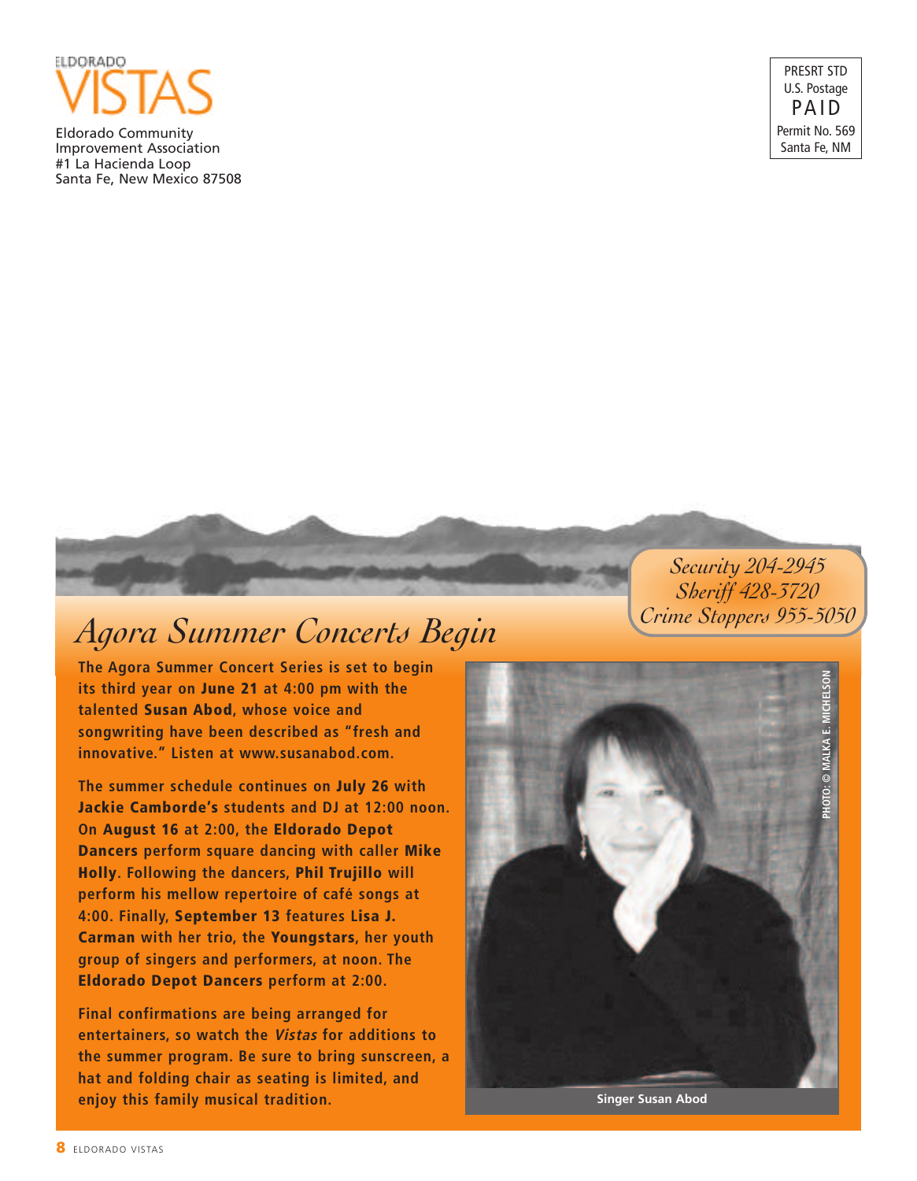ELDORADO VISTAS

Eldorado Community Improvement Association
#1 La Hacienda Loop
Santa Fe, New Mexico 87508

PRESRT STD
U.S. Postage
PAID
Permit No. 569
Santa Fe, NM

*Security 204-2945*
*Sheriff 428-3720*
*Crime Stoppers 955-5050*

# *Agora Summer Concerts Begin*

**The Agora Summer Concert Series is set to begin its third year on June 21 at 4:00 pm with the talented Susan Abod, whose voice and songwriting have been described as "fresh and innovative." Listen at www.susanabod.com.**

**The summer schedule continues on July 26 with Jackie Camborde's students and DJ at 12:00 noon. On August 16 at 2:00, the Eldorado Depot Dancers perform square dancing with caller Mike Holly. Following the dancers, Phil Trujillo will perform his mellow repertoire of café songs at 4:00. Finally, September 13 features Lisa J. Carman with her trio, the Youngstars, her youth group of singers and performers, at noon. The Eldorado Depot Dancers perform at 2:00.**

**Final confirmations are being arranged for entertainers, so watch the *Vistas* for additions to the summer program. Be sure to bring sunscreen, a hat and folding chair as seating is limited, and enjoy this family musical tradition.**

PHOTO: © MALKA E. MICHELSON

Singer Susan Abod